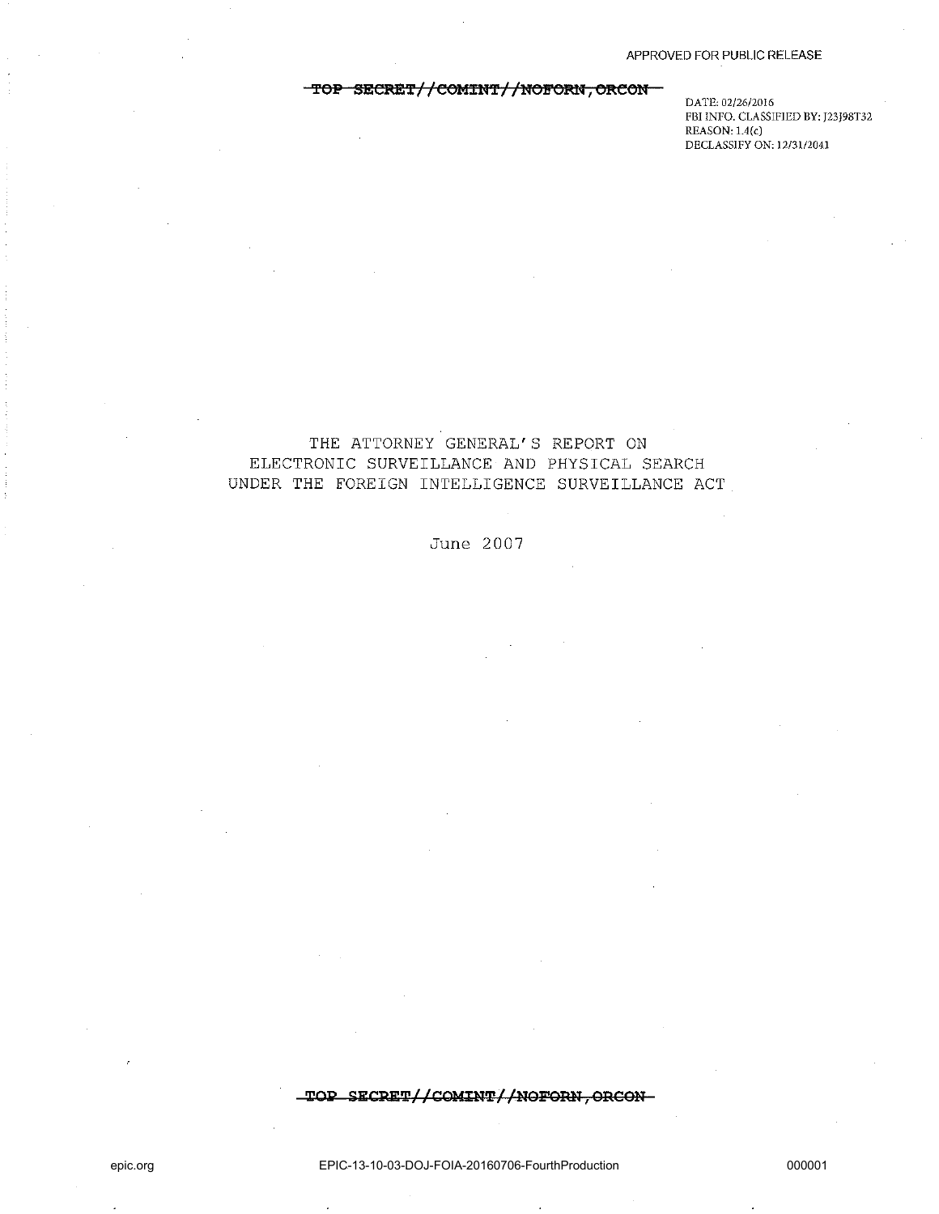APPROVED FOR PUBLIC RELEASE

~~TOP SECRET//COMINT//NOFORN,ORCON~~

DATE: 02/26/2016
FBI INFO. CLASSIFIED BY: J23J98T32
REASON: 1.4(c)
DECLASSIFY ON: 12/31/2041

# THE ATTORNEY GENERAL'S REPORT ON ELECTRONIC SURVEILLANCE AND PHYSICAL SEARCH UNDER THE FOREIGN INTELLIGENCE SURVEILLANCE ACT

June 2007

~~TOP SECRET//COMINT//NOFORN,ORCON~~

epic.org EPIC-13-10-03-DOJ-FOIA-20160706-FourthProduction 000001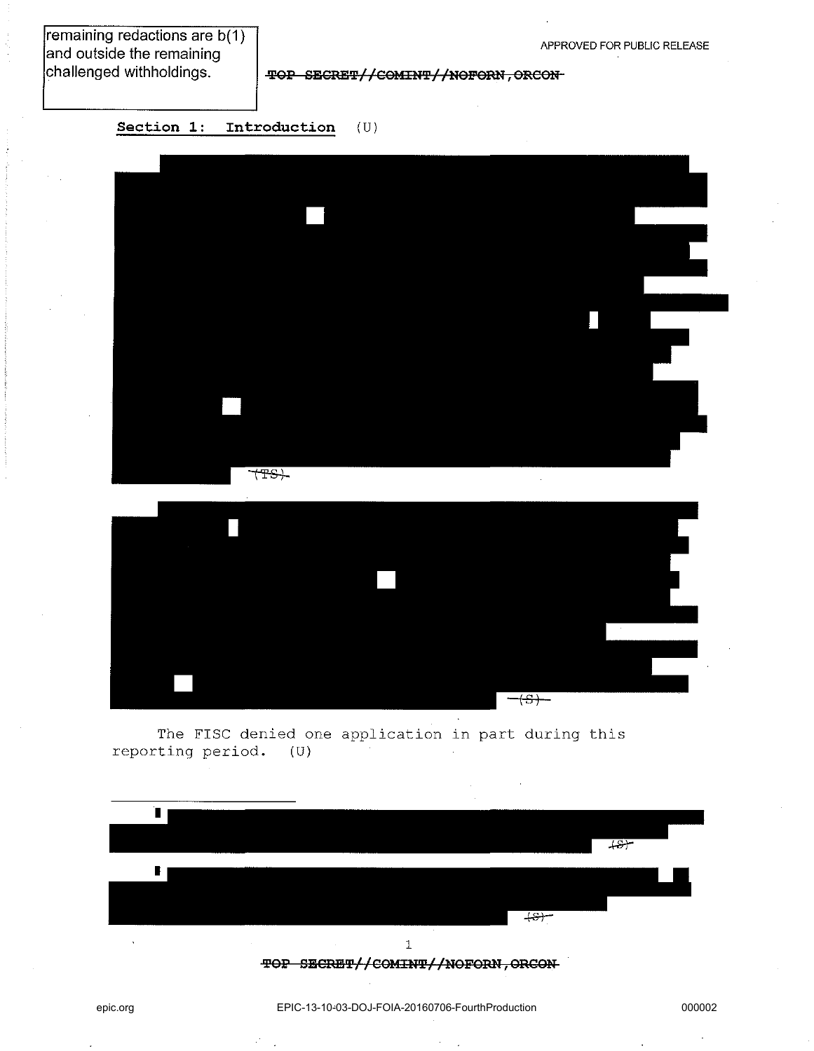remaining redactions are b(1) and outside the remaining challenged withholdings.

APPROVED FOR PUBLIC RELEASE

~~TOP SECRET//COMINT//NOFORN,ORCON~~

## Section 1: Introduction (U)

~~(TS)~~

~~(S)~~

The FISC denied one application in part during this reporting period. (U)

---

~~(S)~~

~~(S)~~

~~TOP SECRET//COMINT//NOFORN,ORCON~~

epic.org EPIC-13-10-03-DOJ-FOIA-20160706-FourthProduction 000002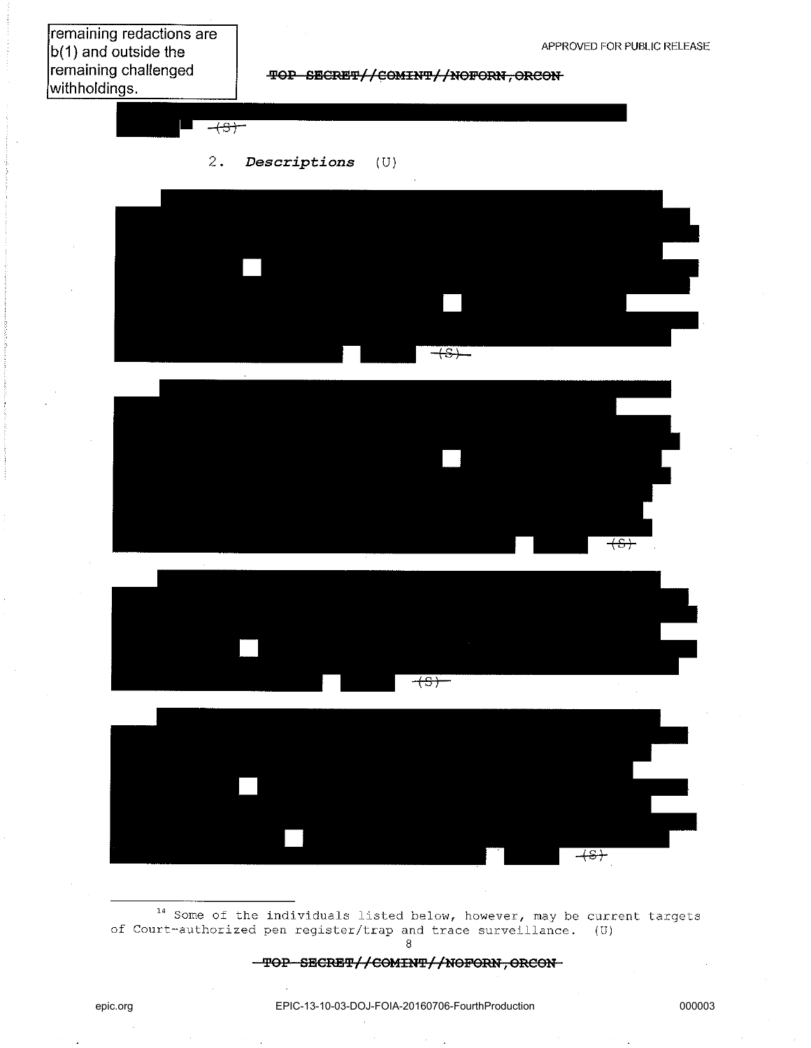remaining redactions are b(1) and outside the remaining challenged withholdings.

TOP SECRET//COMINT//NOFORN,ORCON

(S)

2. *Descriptions* (U)

(S)

(S)

(S)

(S)

---

[14] Some of the individuals listed below, however, may be current targets of Court-authorized pen register/trap and trace surveillance. (U)

TOP SECRET//COMINT//NOFORN,ORCON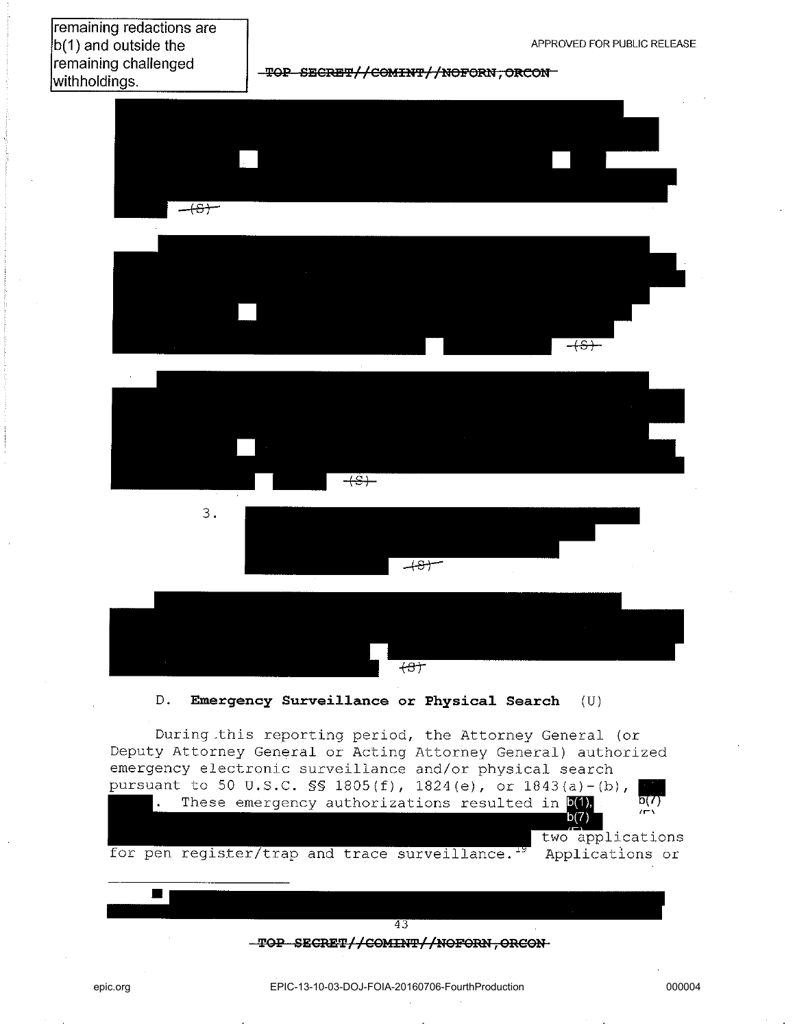remaining redactions are b(1) and outside the remaining challenged withholdings.

APPROVED FOR PUBLIC RELEASE

~~TOP SECRET//COMINT//NOFORN,ORCON~~

~~(S)~~

~~(S)~~

~~(S)~~

3. ~~(S)~~

~~(S)~~

D. **Emergency Surveillance or Physical Search** (U)

During this reporting period, the Attorney General (or Deputy Attorney General or Acting Attorney General) authorized emergency electronic surveillance and/or physical search pursuant to 50 U.S.C. §§ 1805(f), 1824(e), or 1843(a)-(b), . These emergency authorizations resulted in b(1), b(7)(E) b(7)(E) two applications for pen register/trap and trace surveillance.[19] Applications or

~~TOP SECRET//COMINT//NOFORN,ORCON~~

epic.org EPIC-13-10-03-DOJ-FOIA-20160706-FourthProduction 000004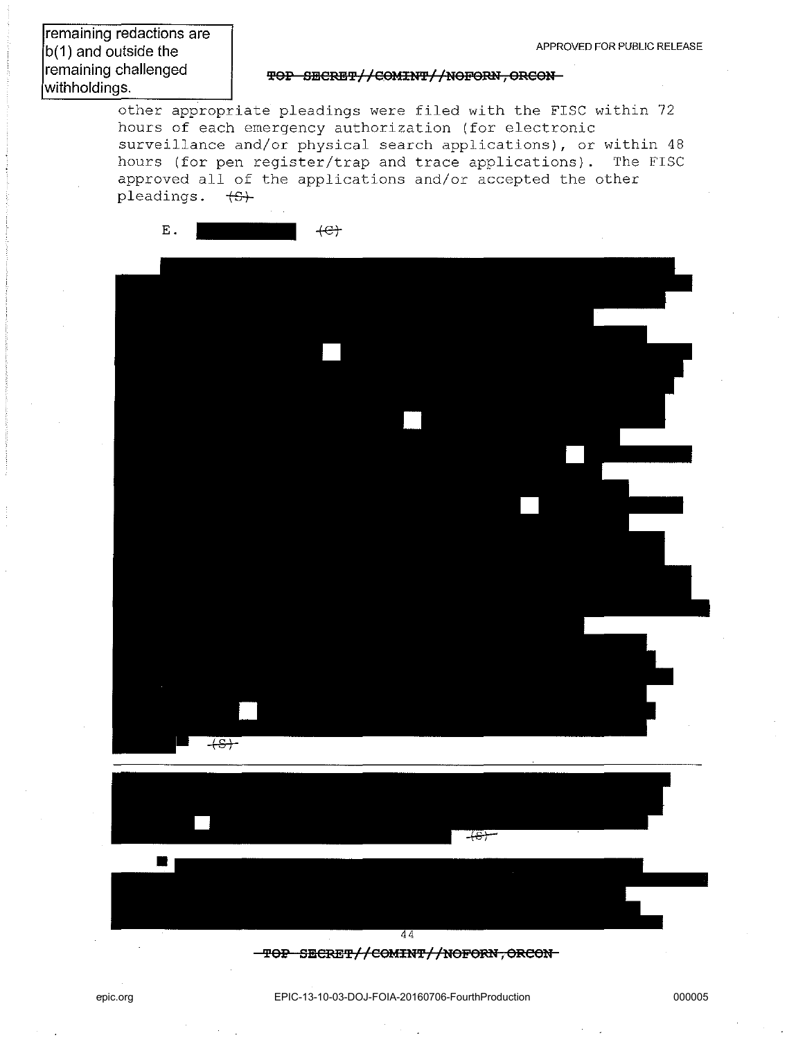remaining redactions are b(1) and outside the remaining challenged withholdings.

other appropriate pleadings were filed with the FISC within 72 hours of each emergency authorization (for electronic surveillance and/or physical search applications), or within 48 hours (for pen register/trap and trace applications). The FISC approved all of the applications and/or accepted the other pleadings. ~~(S)~~

E. [REDACTED] ~~(C)~~

[REDACTED]

[REDACTED] ~~(S)~~

---

[REDACTED] ~~(S)~~

[REDACTED]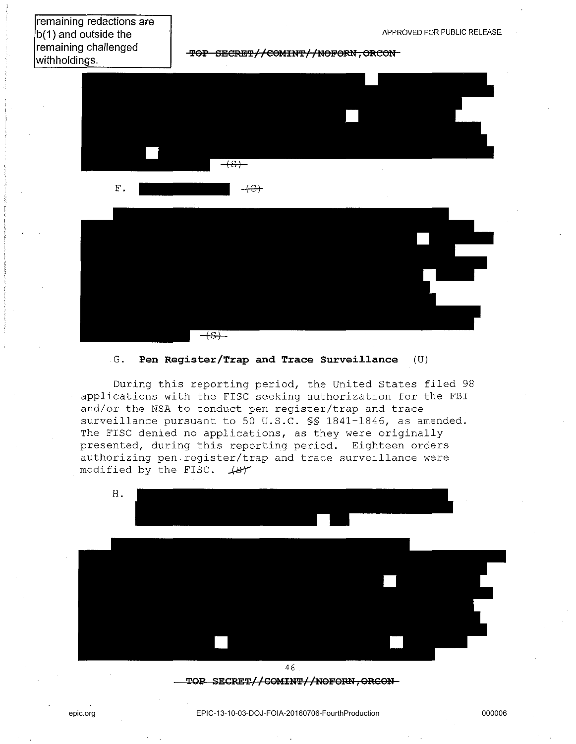remaining redactions are b(1) and outside the remaining challenged withholdings.

APPROVED FOR PUBLIC RELEASE

~~TOP SECRET//COMINT//NOFORN,ORCON~~

~~(S)~~

F. ~~(C)~~

~~(S)~~

G. **Pen Register/Trap and Trace Surveillance** (U)

During this reporting period, the United States filed 98 applications with the FISC seeking authorization for the FBI and/or the NSA to conduct pen register/trap and trace surveillance pursuant to 50 U.S.C. §§ 1841-1846, as amended. The FISC denied no applications, as they were originally presented, during this reporting period. Eighteen orders authorizing pen register/trap and trace surveillance were modified by the FISC. ~~(S)~~

H.

~~TOP SECRET//COMINT//NOFORN,ORCON~~

epic.org

EPIC-13-10-03-DOJ-FOIA-20160706-FourthProduction

000006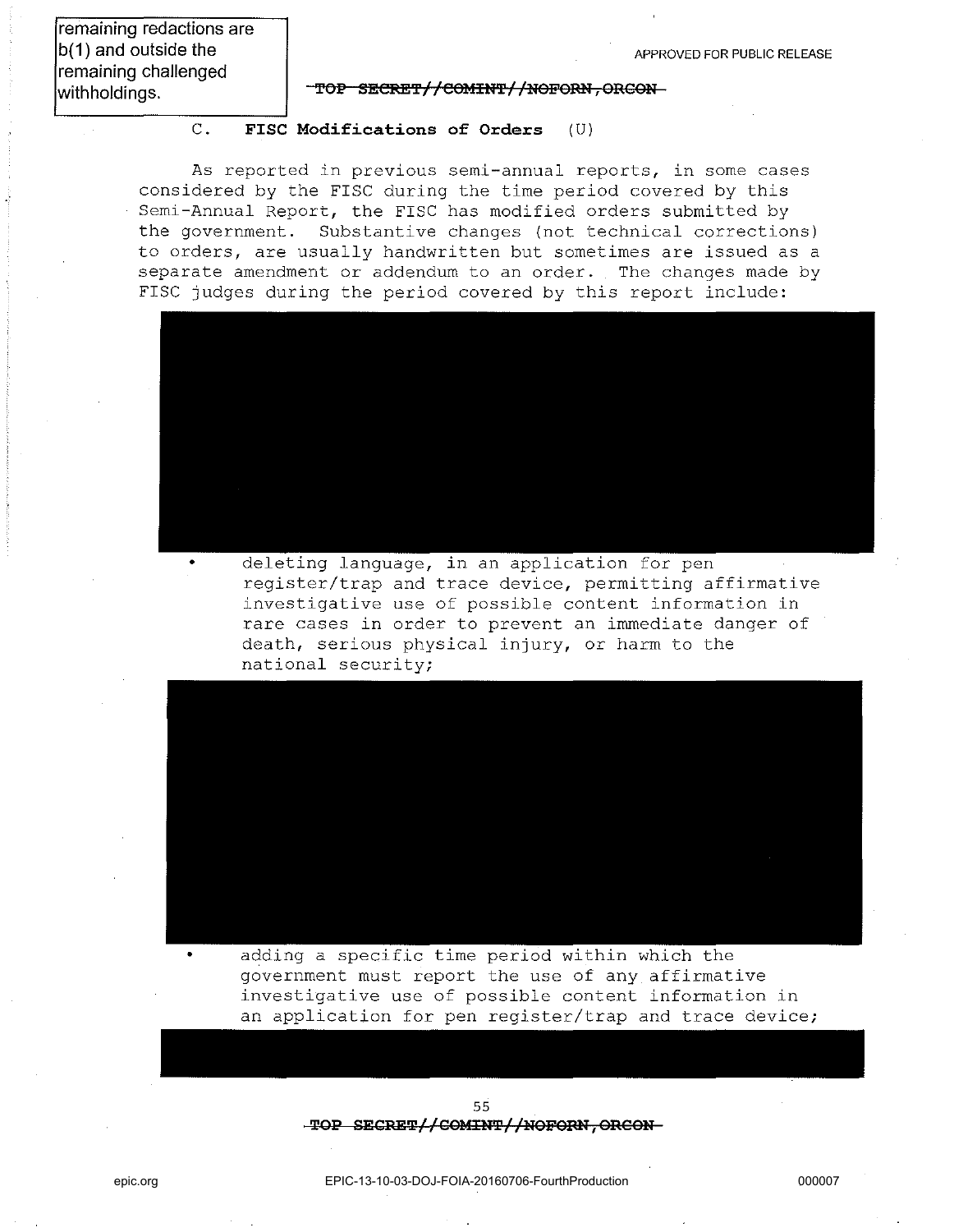remaining redactions are b(1) and outside the remaining challenged withholdings.

APPROVED FOR PUBLIC RELEASE

~~TOP SECRET//COMINT//NOFORN,ORCON~~

### C. FISC Modifications of Orders (U)

As reported in previous semi-annual reports, in some cases considered by the FISC during the time period covered by this Semi-Annual Report, the FISC has modified orders submitted by the government. Substantive changes (not technical corrections) to orders, are usually handwritten but sometimes are issued as a separate amendment or addendum to an order. The changes made by FISC judges during the period covered by this report include:

- deleting language, in an application for pen register/trap and trace device, permitting affirmative investigative use of possible content information in rare cases in order to prevent an immediate danger of death, serious physical injury, or harm to the national security;

- adding a specific time period within which the government must report the use of any affirmative investigative use of possible content information in an application for pen register/trap and trace device;

~~TOP SECRET//COMINT//NOFORN,ORCON~~

epic.org EPIC-13-10-03-DOJ-FOIA-20160706-FourthProduction 000007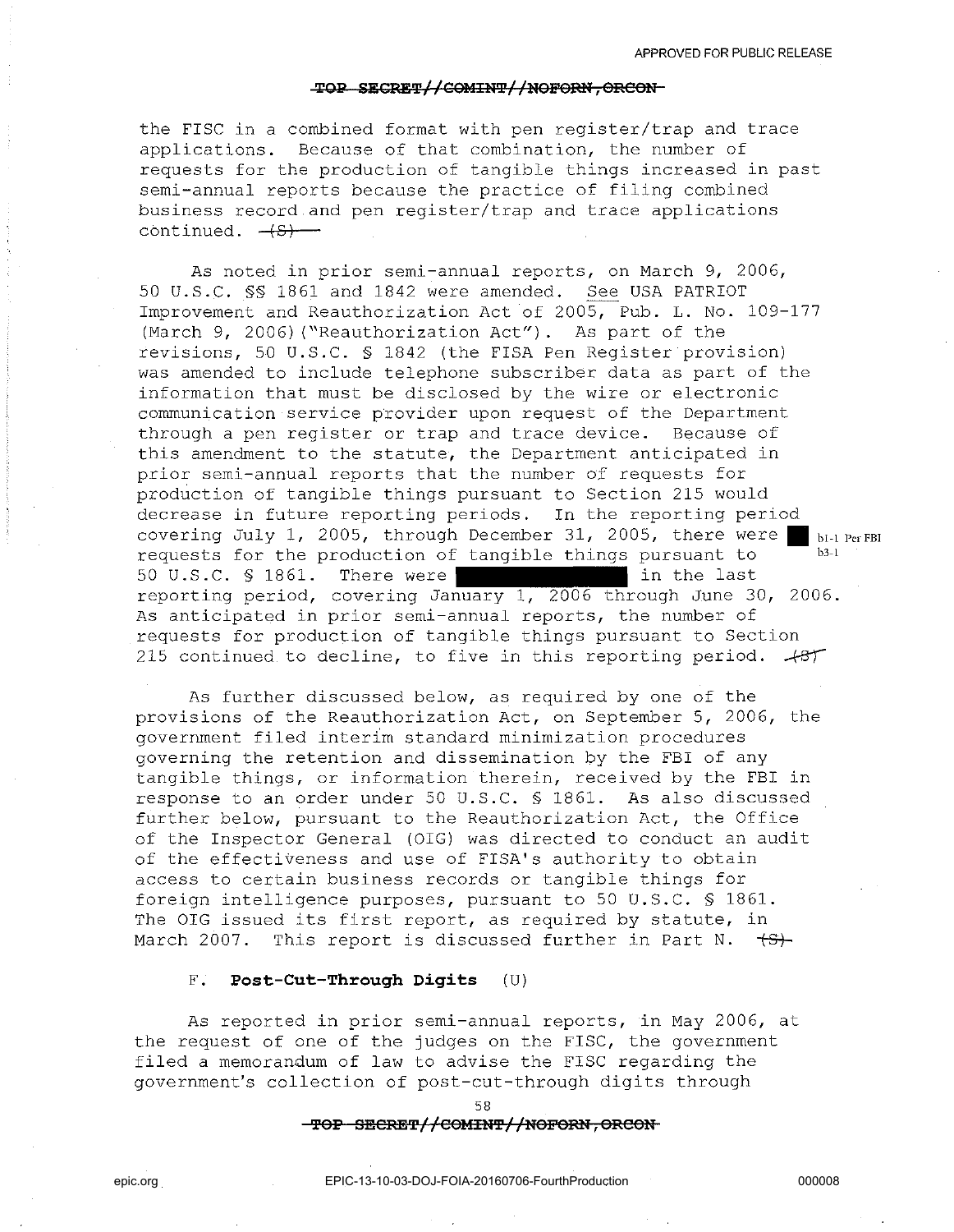the FISC in a combined format with pen register/trap and trace applications. Because of that combination, the number of requests for the production of tangible things increased in past semi-annual reports because the practice of filing combined business record and pen register/trap and trace applications continued. ~~(S)~~

As noted in prior semi-annual reports, on March 9, 2006, 50 U.S.C. §§ 1861 and 1842 were amended. See USA PATRIOT Improvement and Reauthorization Act of 2005, Pub. L. No. 109-177 (March 9, 2006)("Reauthorization Act"). As part of the revisions, 50 U.S.C. § 1842 (the FISA Pen Register provision) was amended to include telephone subscriber data as part of the information that must be disclosed by the wire or electronic communication service provider upon request of the Department through a pen register or trap and trace device. Because of this amendment to the statute, the Department anticipated in prior semi-annual reports that the number of requests for production of tangible things pursuant to Section 215 would decrease in future reporting periods. In the reporting period covering July 1, 2005, through December 31, 2005, there were [REDACTED] requests for the production of tangible things pursuant to 50 U.S.C. § 1861. There were [REDACTED] in the last reporting period, covering January 1, 2006 through June 30, 2006. As anticipated in prior semi-annual reports, the number of requests for production of tangible things pursuant to Section 215 continued to decline, to five in this reporting period. ~~(S)~~

b1-1 Per FBI
b3-1

As further discussed below, as required by one of the provisions of the Reauthorization Act, on September 5, 2006, the government filed interim standard minimization procedures governing the retention and dissemination by the FBI of any tangible things, or information therein, received by the FBI in response to an order under 50 U.S.C. § 1861. As also discussed further below, pursuant to the Reauthorization Act, the Office of the Inspector General (OIG) was directed to conduct an audit of the effectiveness and use of FISA's authority to obtain access to certain business records or tangible things for foreign intelligence purposes, pursuant to 50 U.S.C. § 1861. The OIG issued its first report, as required by statute, in March 2007. This report is discussed further in Part N. ~~(S)~~

### F. **Post-Cut-Through Digits** (U)

As reported in prior semi-annual reports, in May 2006, at the request of one of the judges on the FISC, the government filed a memorandum of law to advise the FISC regarding the government's collection of post-cut-through digits through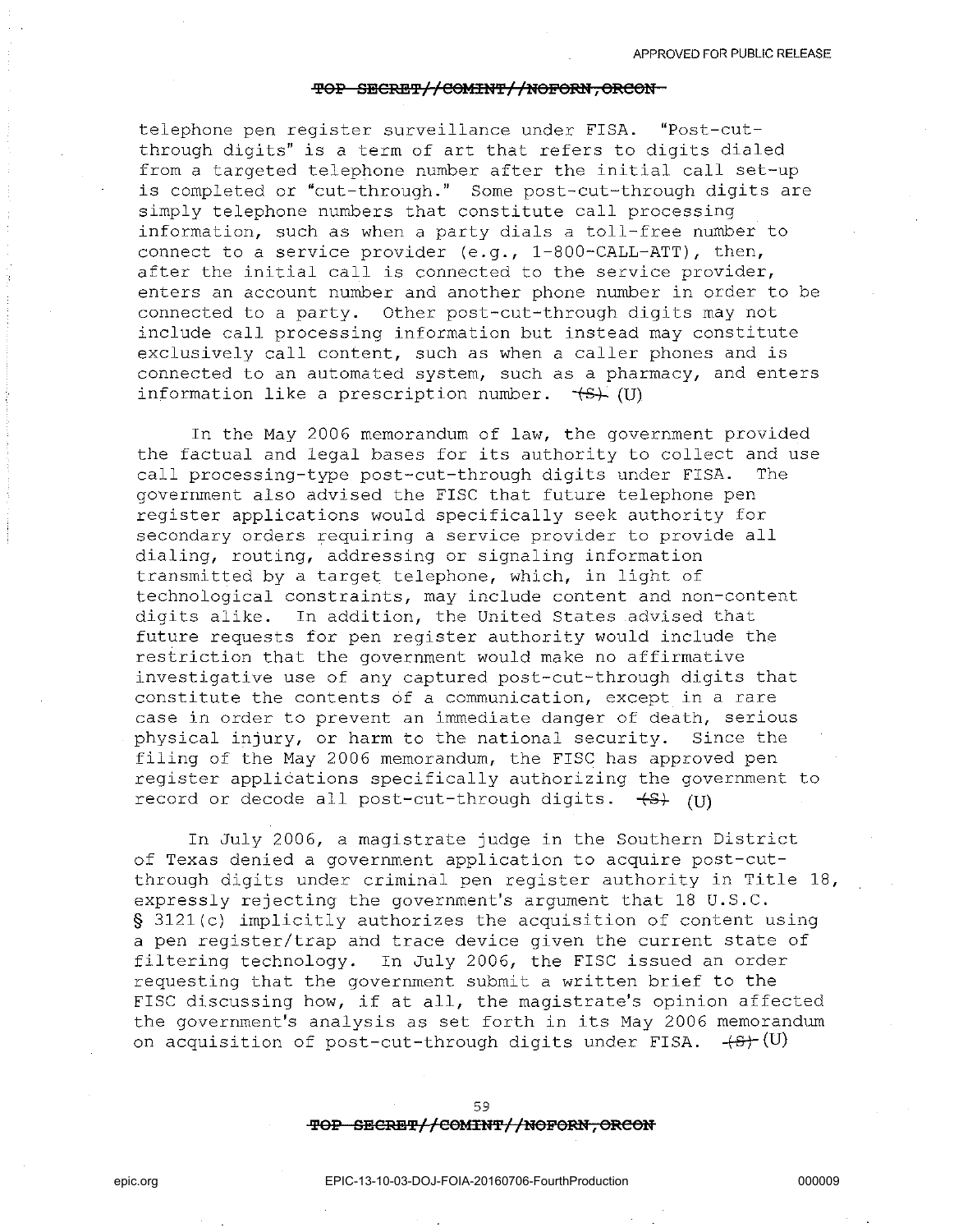telephone pen register surveillance under FISA. "Post-cut-through digits" is a term of art that refers to digits dialed from a targeted telephone number after the initial call set-up is completed or "cut-through." Some post-cut-through digits are simply telephone numbers that constitute call processing information, such as when a party dials a toll-free number to connect to a service provider (e.g., 1-800-CALL-ATT), then, after the initial call is connected to the service provider, enters an account number and another phone number in order to be connected to a party. Other post-cut-through digits may not include call processing information but instead may constitute exclusively call content, such as when a caller phones and is connected to an automated system, such as a pharmacy, and enters information like a prescription number. ~~(S)~~ (U)

In the May 2006 memorandum of law, the government provided the factual and legal bases for its authority to collect and use call processing-type post-cut-through digits under FISA. The government also advised the FISC that future telephone pen register applications would specifically seek authority for secondary orders requiring a service provider to provide all dialing, routing, addressing or signaling information transmitted by a target telephone, which, in light of technological constraints, may include content and non-content digits alike. In addition, the United States advised that future requests for pen register authority would include the restriction that the government would make no affirmative investigative use of any captured post-cut-through digits that constitute the contents of a communication, except in a rare case in order to prevent an immediate danger of death, serious physical injury, or harm to the national security. Since the filing of the May 2006 memorandum, the FISC has approved pen register applications specifically authorizing the government to record or decode all post-cut-through digits. ~~(S)~~ (U)

In July 2006, a magistrate judge in the Southern District of Texas denied a government application to acquire post-cut-through digits under criminal pen register authority in Title 18, expressly rejecting the government's argument that 18 U.S.C. § 3121(c) implicitly authorizes the acquisition of content using a pen register/trap and trace device given the current state of filtering technology. In July 2006, the FISC issued an order requesting that the government submit a written brief to the FISC discussing how, if at all, the magistrate's opinion affected the government's analysis as set forth in its May 2006 memorandum on acquisition of post-cut-through digits under FISA. ~~(S)~~ (U)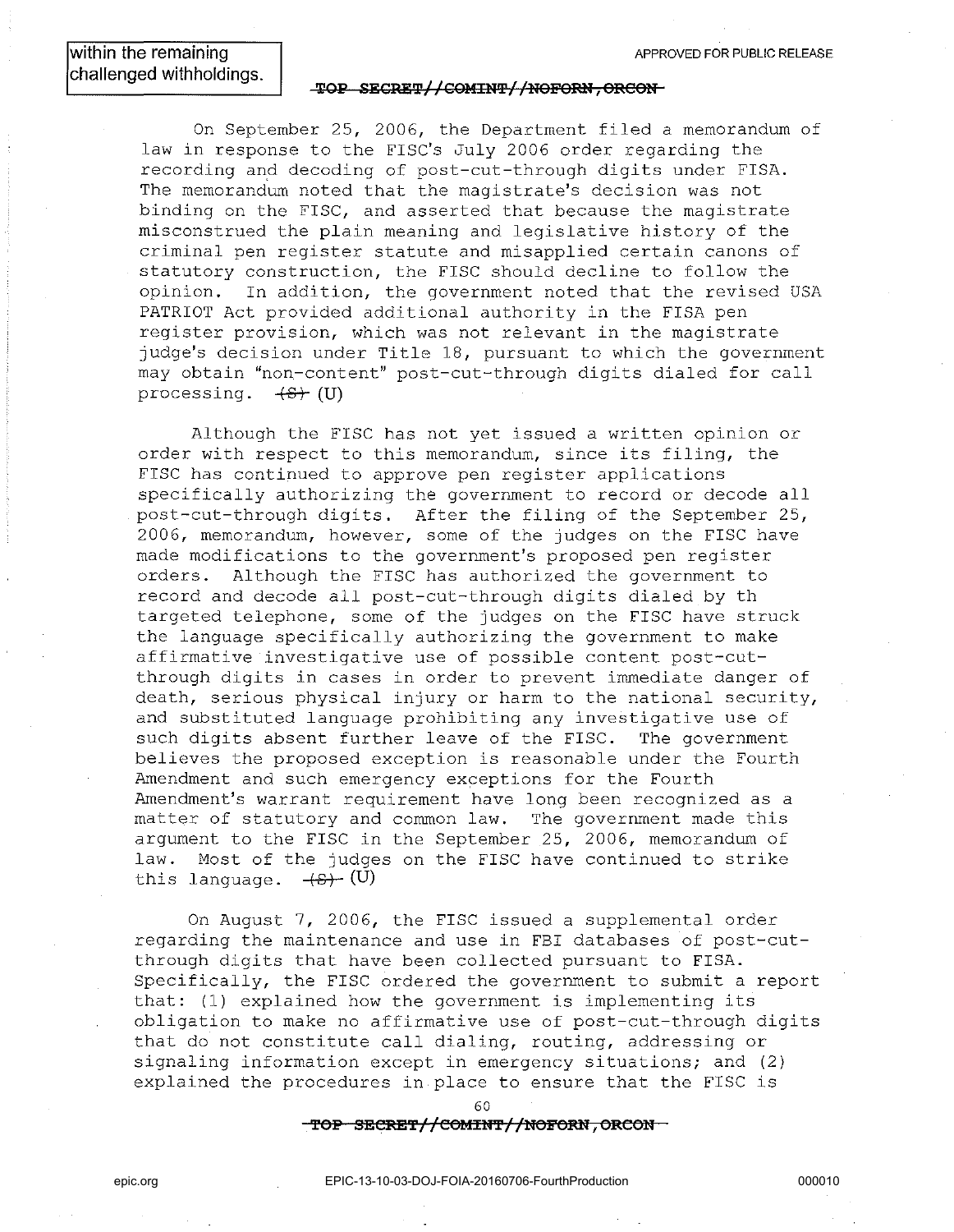within the remaining challenged withholdings.

On September 25, 2006, the Department filed a memorandum of law in response to the FISC's July 2006 order regarding the recording and decoding of post-cut-through digits under FISA. The memorandum noted that the magistrate's decision was not binding on the FISC, and asserted that because the magistrate misconstrued the plain meaning and legislative history of the criminal pen register statute and misapplied certain canons of statutory construction, the FISC should decline to follow the opinion. In addition, the government noted that the revised USA PATRIOT Act provided additional authority in the FISA pen register provision, which was not relevant in the magistrate judge's decision under Title 18, pursuant to which the government may obtain "non-content" post-cut-through digits dialed for call processing. ~~(S)~~ (U)

Although the FISC has not yet issued a written opinion or order with respect to this memorandum, since its filing, the FISC has continued to approve pen register applications specifically authorizing the government to record or decode all post-cut-through digits. After the filing of the September 25, 2006, memorandum, however, some of the judges on the FISC have made modifications to the government's proposed pen register orders. Although the FISC has authorized the government to record and decode all post-cut-through digits dialed by th targeted telephone, some of the judges on the FISC have struck the language specifically authorizing the government to make affirmative investigative use of possible content post-cut-through digits in cases in order to prevent immediate danger of death, serious physical injury or harm to the national security, and substituted language prohibiting any investigative use of such digits absent further leave of the FISC. The government believes the proposed exception is reasonable under the Fourth Amendment and such emergency exceptions for the Fourth Amendment's warrant requirement have long been recognized as a matter of statutory and common law. The government made this argument to the FISC in the September 25, 2006, memorandum of law. Most of the judges on the FISC have continued to strike this language. ~~(S)~~ (U)

On August 7, 2006, the FISC issued a supplemental order regarding the maintenance and use in FBI databases of post-cut-through digits that have been collected pursuant to FISA. Specifically, the FISC ordered the government to submit a report that: (1) explained how the government is implementing its obligation to make no affirmative use of post-cut-through digits that do not constitute call dialing, routing, addressing or signaling information except in emergency situations; and (2) explained the procedures in place to ensure that the FISC is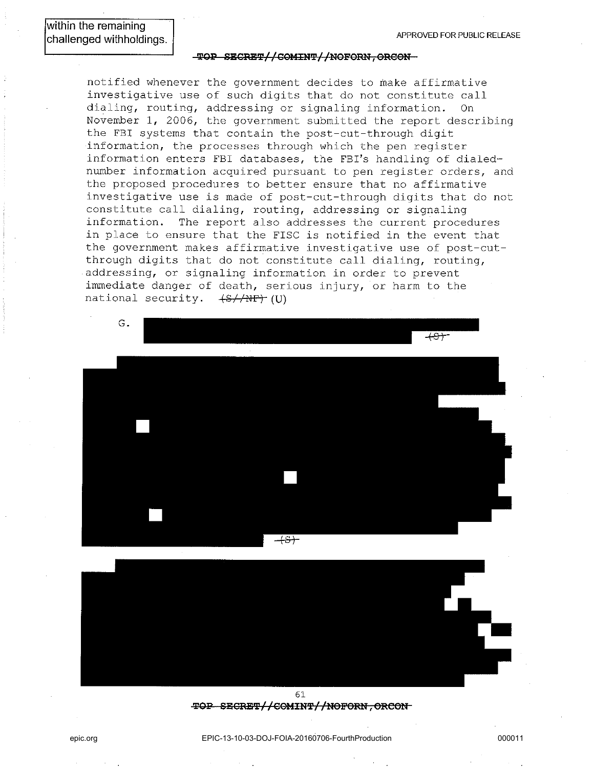within the remaining challenged withholdings.

notified whenever the government decides to make affirmative investigative use of such digits that do not constitute call dialing, routing, addressing or signaling information. On November 1, 2006, the government submitted the report describing the FBI systems that contain the post-cut-through digit information, the processes through which the pen register information enters FBI databases, the FBI's handling of dialed-number information acquired pursuant to pen register orders, and the proposed procedures to better ensure that no affirmative investigative use is made of post-cut-through digits that do not constitute call dialing, routing, addressing or signaling information. The report also addresses the current procedures in place to ensure that the FISC is notified in the event that the government makes affirmative investigative use of post-cut-through digits that do not constitute call dialing, routing, addressing, or signaling information in order to prevent immediate danger of death, serious injury, or harm to the national security. ~~(S//NF)~~ (U)

G. [REDACTED] ~~(S)~~

[REDACTED] ~~(S)~~

[REDACTED]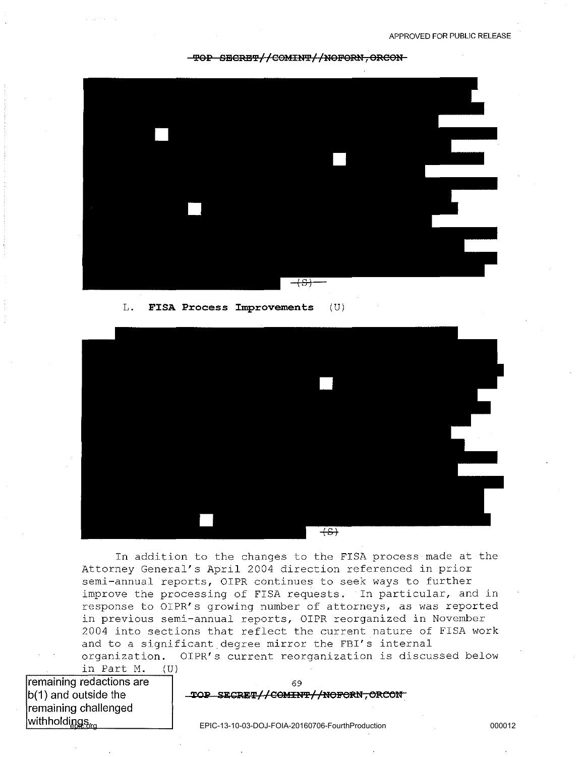(S)

L. **FISA Process Improvements** (U)

(S)

In addition to the changes to the FISA process made at the Attorney General's April 2004 direction referenced in prior semi-annual reports, OIPR continues to seek ways to further improve the processing of FISA requests. In particular, and in response to OIPR's growing number of attorneys, as was reported in previous semi-annual reports, OIPR reorganized in November 2004 into sections that reflect the current nature of FISA work and to a significant degree mirror the FBI's internal organization. OIPR's current reorganization is discussed below in Part M. (U)

remaining redactions are b(1) and outside the remaining challenged withholdings